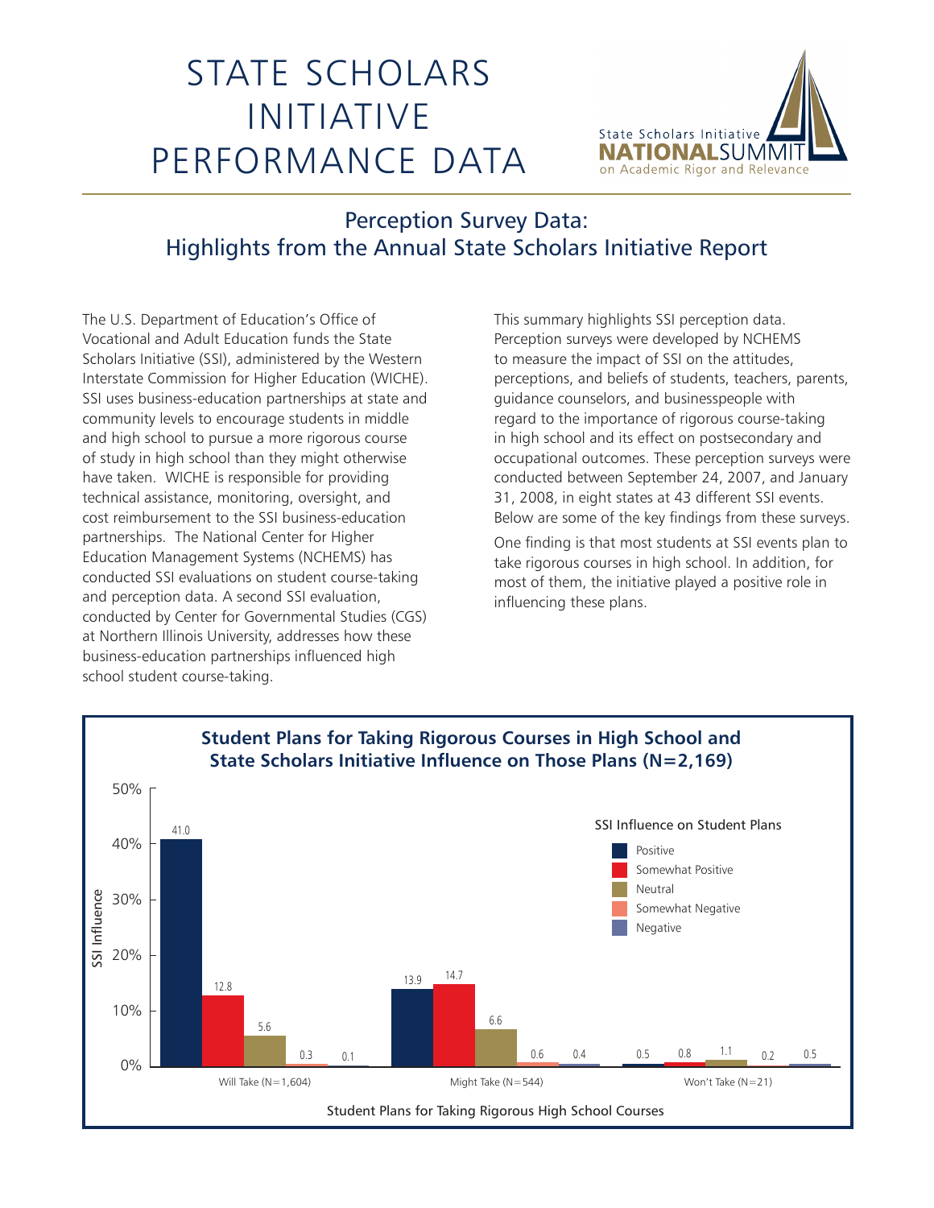# STATE SCHOLARS INITIATIVE PERFORMANCE DATA

State Scholars Initiative **NATIONAL**SUMMIT on Academic Rigor and Relevance

## Perception Survey Data: Highlights from the Annual State Scholars Initiative Report

The U.S. Department of Education's Office of Vocational and Adult Education funds the State Scholars Initiative (SSI), administered by the Western Interstate Commission for Higher Education (WICHE). SSI uses business-education partnerships at state and community levels to encourage students in middle and high school to pursue a more rigorous course of study in high school than they might otherwise have taken. WICHE is responsible for providing technical assistance, monitoring, oversight, and cost reimbursement to the SSI business-education partnerships. The National Center for Higher Education Management Systems (NCHEMS) has conducted SSI evaluations on student course-taking and perception data. A second SSI evaluation, conducted by Center for Governmental Studies (CGS) at Northern Illinois University, addresses how these business-education partnerships influenced high school student course-taking.

This summary highlights SSI perception data. Perception surveys were developed by NCHEMS to measure the impact of SSI on the attitudes, perceptions, and beliefs of students, teachers, parents, guidance counselors, and businesspeople with regard to the importance of rigorous course-taking in high school and its effect on postsecondary and occupational outcomes. These perception surveys were conducted between September 24, 2007, and January 31, 2008, in eight states at 43 different SSI events. Below are some of the key findings from these surveys.

One finding is that most students at SSI events plan to take rigorous courses in high school. In addition, for most of them, the initiative played a positive role in influencing these plans.

**Student Plans for Taking Rigorous Courses in High School and State Scholars Initiative Influence on Those Plans (N=2,169)**

SSI Influence (%) by Student Plans for Taking Rigorous High School Courses

| SSI Influence on Student Plans | Will Take (N=1,604) | Might Take (N=544) | Won't Take (N=21) |
|---|---|---|---|
| Positive | 41.0 | 13.9 | 0.5 |
| Somewhat Positive | 12.8 | 14.7 | 0.8 |
| Neutral | 5.6 | 6.6 | 1.1 |
| Somewhat Negative | 0.3 | 0.6 | 0.2 |
| Negative | 0.1 | 0.4 | 0.5 |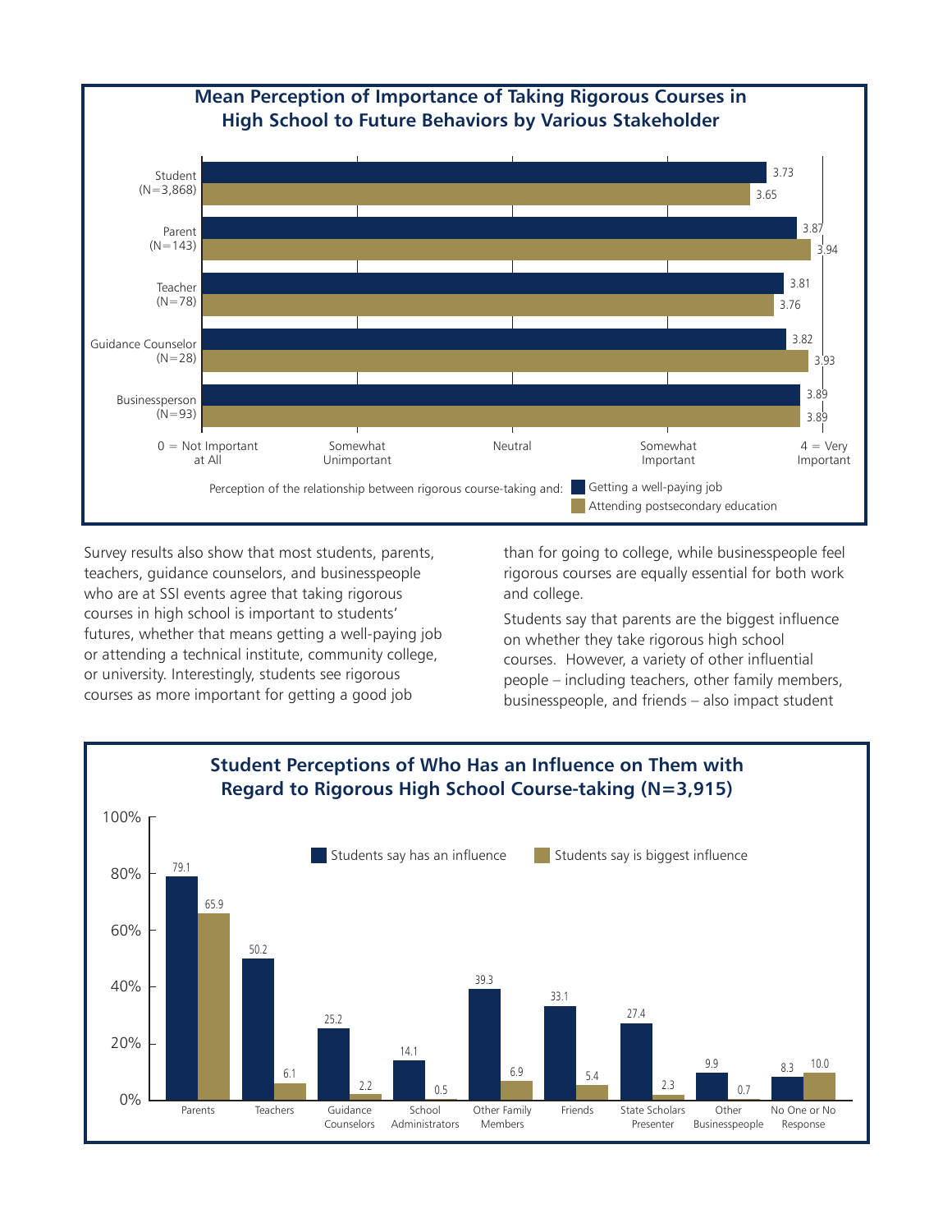## Mean Perception of Importance of Taking Rigorous Courses in High School to Future Behaviors by Various Stakeholder

Perception of the relationship between rigorous course-taking and: Getting a well-paying job; Attending postsecondary education

Scale: 0 = Not Important at All; Somewhat Unimportant; Neutral; Somewhat Important; 4 = Very Important

| Stakeholder | Getting a well-paying job | Attending postsecondary education |
|---|---|---|
| Student (N=3,868) | 3.73 | 3.65 |
| Parent (N=143) | 3.87 | 3.94 |
| Teacher (N=78) | 3.81 | 3.76 |
| Guidance Counselor (N=28) | 3.82 | 3.93 |
| Businessperson (N=93) | 3.89 | 3.89 |

Survey results also show that most students, parents, teachers, guidance counselors, and businesspeople who are at SSI events agree that taking rigorous courses in high school is important to students' futures, whether that means getting a well-paying job or attending a technical institute, community college, or university. Interestingly, students see rigorous courses as more important for getting a good job than for going to college, while businesspeople feel rigorous courses are equally essential for both work and college.

Students say that parents are the biggest influence on whether they take rigorous high school courses. However, a variety of other influential people – including teachers, other family members, businesspeople, and friends – also impact student

## Student Perceptions of Who Has an Influence on Them with Regard to Rigorous High School Course-taking (N=3,915)

| | Students say has an influence (%) | Students say is biggest influence (%) |
|---|---|---|
| Parents | 79.1 | 65.9 |
| Teachers | 50.2 | 6.1 |
| Guidance Counselors | 25.2 | 2.2 |
| School Administrators | 14.1 | 0.5 |
| Other Family Members | 39.3 | 6.9 |
| Friends | 33.1 | 5.4 |
| State Scholars Presenter | 27.4 | 2.3 |
| Other Businesspeople | 9.9 | 0.7 |
| No One or No Response | 8.3 | 10.0 |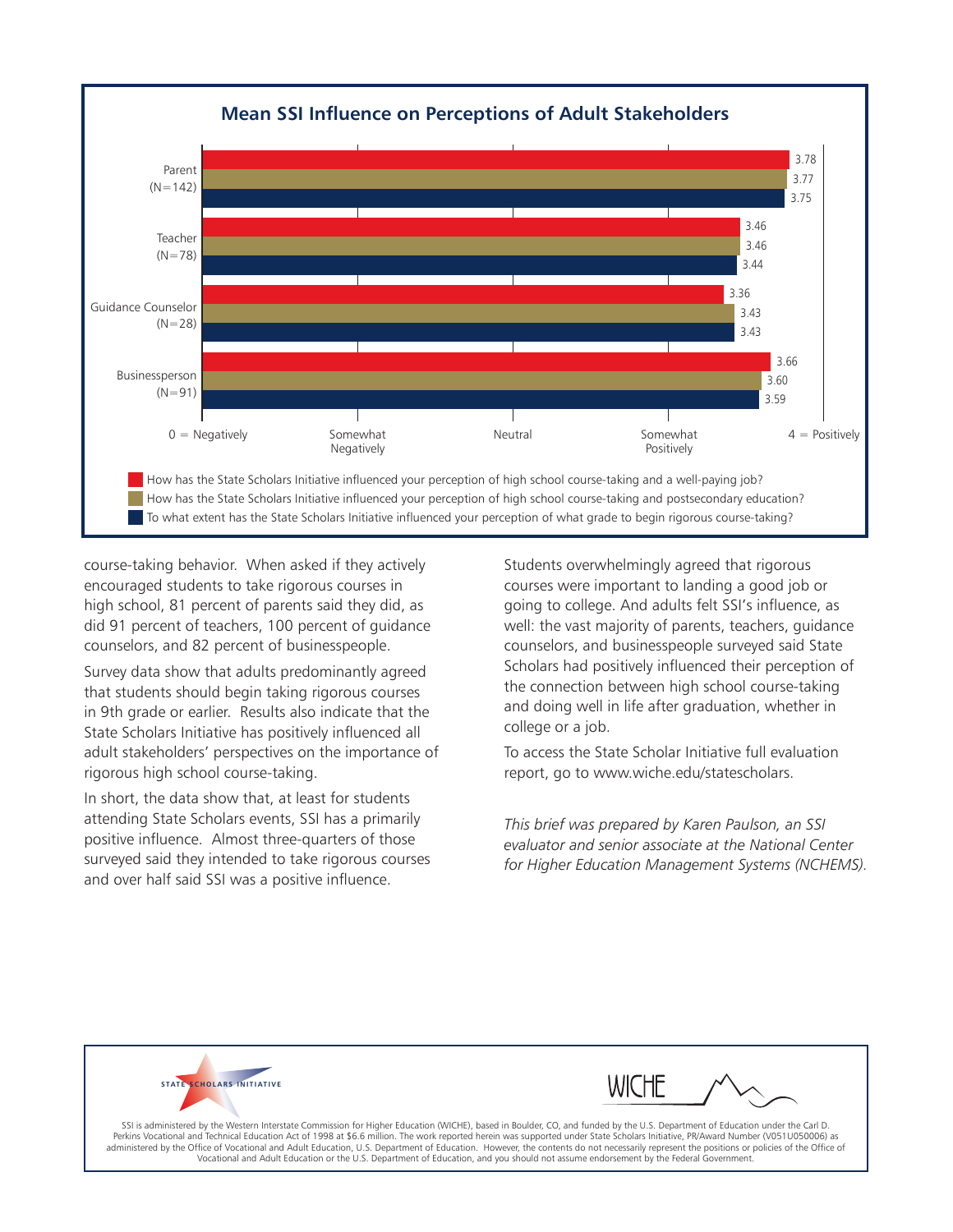## Mean SSI Influence on Perceptions of Adult Stakeholders

Parent (N=142)
3.78
3.77
3.75

Teacher (N=78)
3.46
3.46
3.44

Guidance Counselor (N=28)
3.36
3.43
3.43

Businessperson (N=91)
3.66
3.60
3.59

0 = Negatively
Somewhat Negatively
Neutral
Somewhat Positively
4 = Positively

How has the State Scholars Initiative influenced your perception of high school course-taking and a well-paying job?
How has the State Scholars Initiative influenced your perception of high school course-taking and postsecondary education?
To what extent has the State Scholars Initiative influenced your perception of what grade to begin rigorous course-taking?

course-taking behavior. When asked if they actively encouraged students to take rigorous courses in high school, 81 percent of parents said they did, as did 91 percent of teachers, 100 percent of guidance counselors, and 82 percent of businesspeople.

Survey data show that adults predominantly agreed that students should begin taking rigorous courses in 9th grade or earlier. Results also indicate that the State Scholars Initiative has positively influenced all adult stakeholders' perspectives on the importance of rigorous high school course-taking.

In short, the data show that, at least for students attending State Scholars events, SSI has a primarily positive influence. Almost three-quarters of those surveyed said they intended to take rigorous courses and over half said SSI was a positive influence.

Students overwhelmingly agreed that rigorous courses were important to landing a good job or going to college. And adults felt SSI's influence, as well: the vast majority of parents, teachers, guidance counselors, and businesspeople surveyed said State Scholars had positively influenced their perception of the connection between high school course-taking and doing well in life after graduation, whether in college or a job.

To access the State Scholar Initiative full evaluation report, go to www.wiche.edu/statescholars.

*This brief was prepared by Karen Paulson, an SSI evaluator and senior associate at the National Center for Higher Education Management Systems (NCHEMS).*

STATE SCHOLARS INITIATIVE

WICHE

SSI is administered by the Western Interstate Commission for Higher Education (WICHE), based in Boulder, CO, and funded by the U.S. Department of Education under the Carl D. Perkins Vocational and Technical Education Act of 1998 at $6.6 million. The work reported herein was supported under State Scholars Initiative, PR/Award Number (V051U050006) as administered by the Office of Vocational and Adult Education, U.S. Department of Education. However, the contents do not necessarily represent the positions or policies of the Office of Vocational and Adult Education or the U.S. Department of Education, and you should not assume endorsement by the Federal Government.